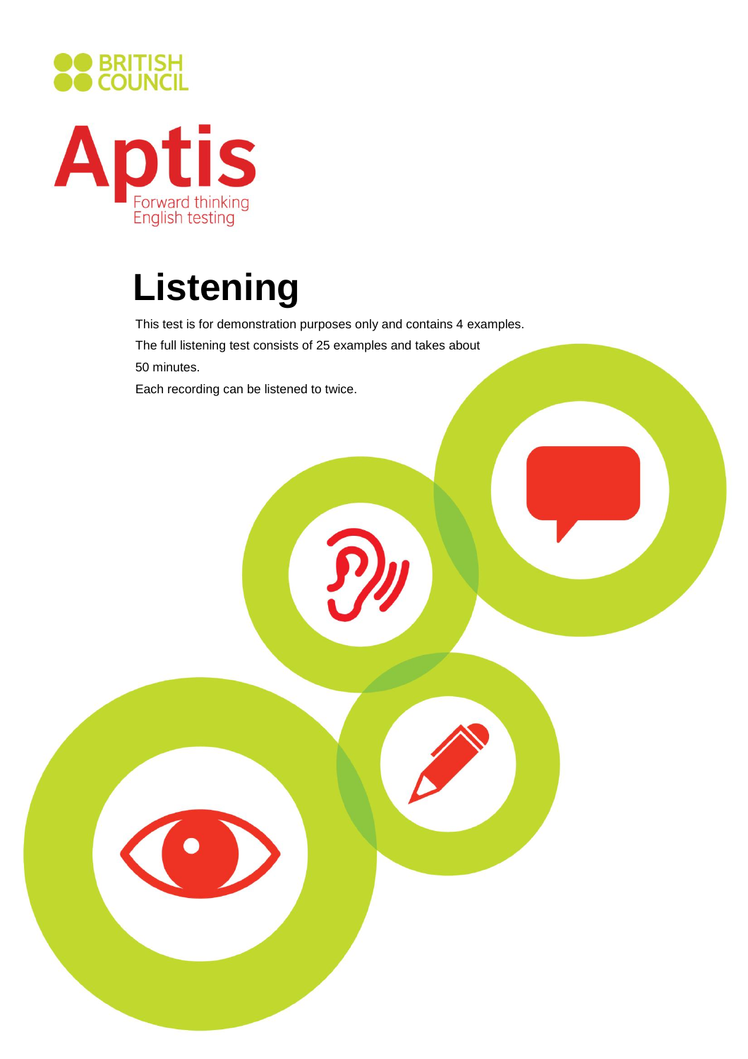BRITISH COUNCIL

Aptis

Forward thinking English testing

# Listening

This test is for demonstration purposes only and contains 4 examples.

The full listening test consists of 25 examples and takes about 50 minutes.

Each recording can be listened to twice.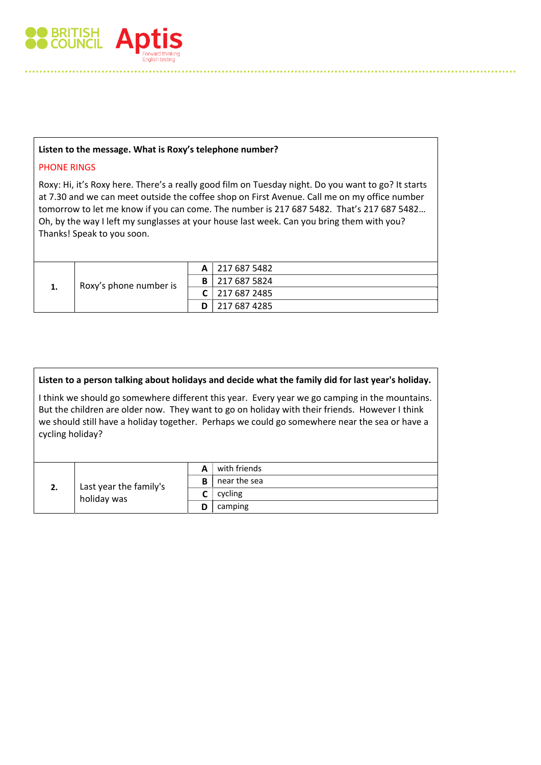**Listen to the message. What is Roxy's telephone number?**

PHONE RINGS

Roxy: Hi, it's Roxy here. There's a really good film on Tuesday night. Do you want to go? It starts at 7.30 and we can meet outside the coffee shop on First Avenue. Call me on my office number tomorrow to let me know if you can come. The number is 217 687 5482. That's 217 687 5482… Oh, by the way I left my sunglasses at your house last week. Can you bring them with you? Thanks! Speak to you soon.

| | | | |
|---|---|---|---|
| **1.** | Roxy's phone number is | **A** | 217 687 5482 |
| | | **B** | 217 687 5824 |
| | | **C** | 217 687 2485 |
| | | **D** | 217 687 4285 |

**Listen to a person talking about holidays and decide what the family did for last year's holiday.**

I think we should go somewhere different this year. Every year we go camping in the mountains. But the children are older now. They want to go on holiday with their friends. However I think we should still have a holiday together. Perhaps we could go somewhere near the sea or have a cycling holiday?

| | | | |
|---|---|---|---|
| **2.** | Last year the family's holiday was | **A** | with friends |
| | | **B** | near the sea |
| | | **C** | cycling |
| | | **D** | camping |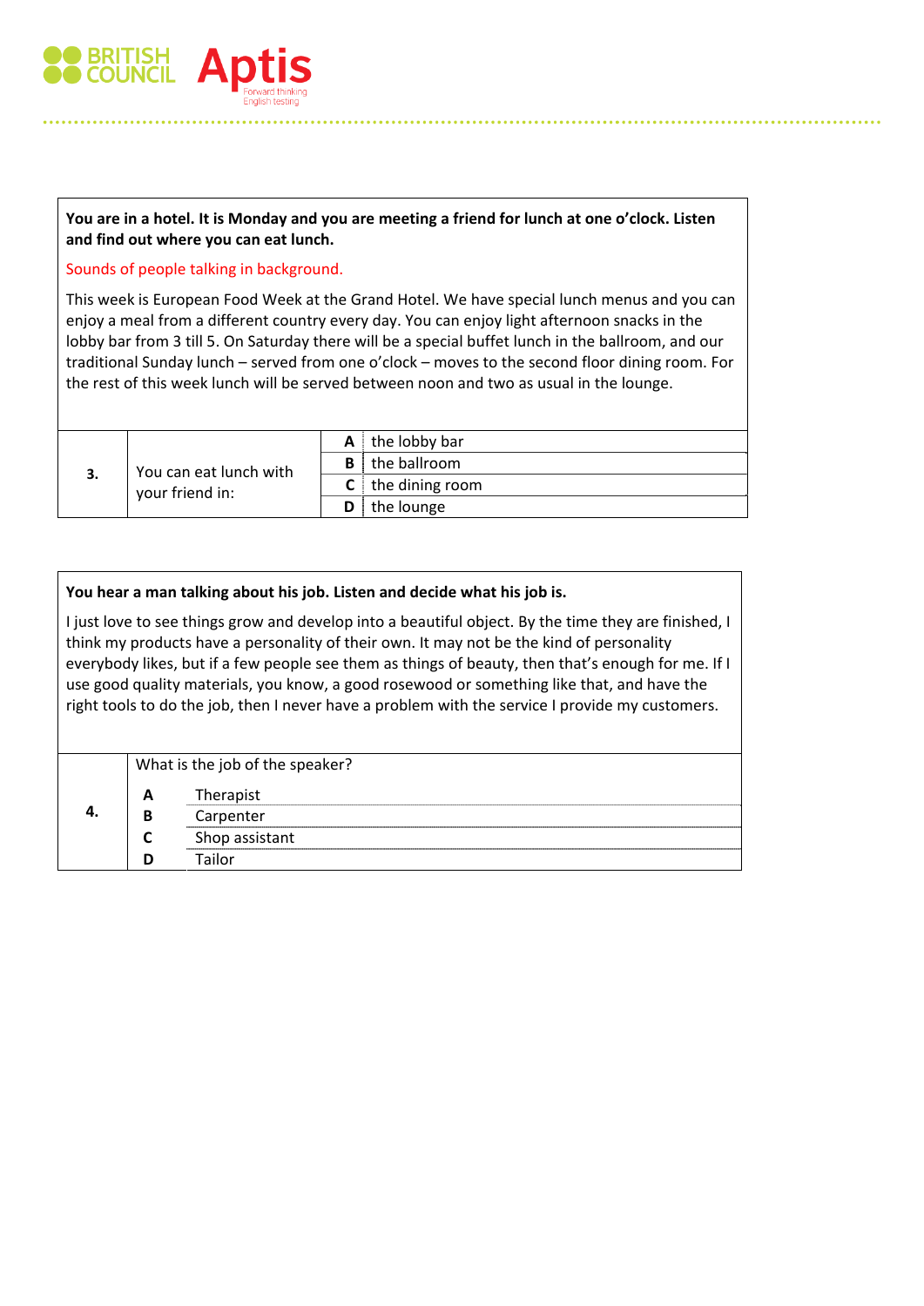**You are in a hotel. It is Monday and you are meeting a friend for lunch at one o'clock. Listen and find out where you can eat lunch.**

Sounds of people talking in background.

This week is European Food Week at the Grand Hotel. We have special lunch menus and you can enjoy a meal from a different country every day. You can enjoy light afternoon snacks in the lobby bar from 3 till 5. On Saturday there will be a special buffet lunch in the ballroom, and our traditional Sunday lunch – served from one o'clock – moves to the second floor dining room. For the rest of this week lunch will be served between noon and two as usual in the lounge.

| | | | |
|---|---|---|---|
| **3.** | You can eat lunch with your friend in: | **A** | the lobby bar |
| | | **B** | the ballroom |
| | | **C** | the dining room |
| | | **D** | the lounge |

**You hear a man talking about his job. Listen and decide what his job is.**

I just love to see things grow and develop into a beautiful object. By the time they are finished, I think my products have a personality of their own. It may not be the kind of personality everybody likes, but if a few people see them as things of beauty, then that's enough for me. If I use good quality materials, you know, a good rosewood or something like that, and have the right tools to do the job, then I never have a problem with the service I provide my customers.

| | | |
|---|---|---|
| **4.** | What is the job of the speaker? | |
| | **A** | Therapist |
| | **B** | Carpenter |
| | **C** | Shop assistant |
| | **D** | Tailor |